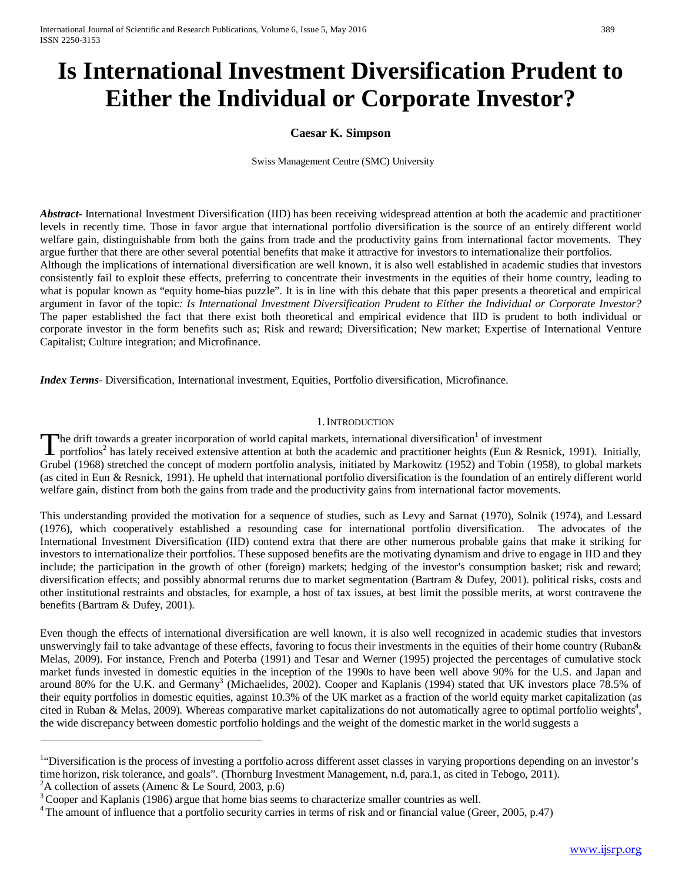# Is International Investment Diversification Prudent to Either the Individual or Corporate Investor?

**Caesar K. Simpson**

Swiss Management Centre (SMC) University

***Abstract-*** International Investment Diversification (IID) has been receiving widespread attention at both the academic and practitioner levels in recently time. Those in favor argue that international portfolio diversification is the source of an entirely different world welfare gain, distinguishable from both the gains from trade and the productivity gains from international factor movements. They argue further that there are other several potential benefits that make it attractive for investors to internationalize their portfolios.
Although the implications of international diversification are well known, it is also well established in academic studies that investors consistently fail to exploit these effects, preferring to concentrate their investments in the equities of their home country, leading to what is popular known as "equity home-bias puzzle". It is in line with this debate that this paper presents a theoretical and empirical argument in favor of the topic*: Is International Investment Diversification Prudent to Either the Individual or Corporate Investor?* The paper established the fact that there exist both theoretical and empirical evidence that IID is prudent to both individual or corporate investor in the form benefits such as; Risk and reward; Diversification; New market; Expertise of International Venture Capitalist; Culture integration; and Microfinance.

***Index Terms-*** Diversification, International investment, Equities, Portfolio diversification, Microfinance.

## 1. Introduction

The drift towards a greater incorporation of world capital markets, international diversification[1] of investment portfolios[2] has lately received extensive attention at both the academic and practitioner heights (Eun & Resnick, 1991). Initially, Grubel (1968) stretched the concept of modern portfolio analysis, initiated by Markowitz (1952) and Tobin (1958), to global markets (as cited in Eun & Resnick, 1991). He upheld that international portfolio diversification is the foundation of an entirely different world welfare gain, distinct from both the gains from trade and the productivity gains from international factor movements.

This understanding provided the motivation for a sequence of studies, such as Levy and Sarnat (1970), Solnik (1974), and Lessard (1976), which cooperatively established a resounding case for international portfolio diversification. The advocates of the International Investment Diversification (IID) contend extra that there are other numerous probable gains that make it striking for investors to internationalize their portfolios. These supposed benefits are the motivating dynamism and drive to engage in IID and they include; the participation in the growth of other (foreign) markets; hedging of the investor's consumption basket; risk and reward; diversification effects; and possibly abnormal returns due to market segmentation (Bartram & Dufey, 2001). political risks, costs and other institutional restraints and obstacles, for example, a host of tax issues, at best limit the possible merits, at worst contravene the benefits (Bartram & Dufey, 2001).

Even though the effects of international diversification are well known, it is also well recognized in academic studies that investors unswervingly fail to take advantage of these effects, favoring to focus their investments in the equities of their home country (Ruban& Melas, 2009). For instance, French and Poterba (1991) and Tesar and Werner (1995) projected the percentages of cumulative stock market funds invested in domestic equities in the inception of the 1990s to have been well above 90% for the U.S. and Japan and around 80% for the U.K. and Germany[3] (Michaelides, 2002). Cooper and Kaplanis (1994) stated that UK investors place 78.5% of their equity portfolios in domestic equities, against 10.3% of the UK market as a fraction of the world equity market capitalization (as cited in Ruban & Melas, 2009). Whereas comparative market capitalizations do not automatically agree to optimal portfolio weights[4], the wide discrepancy between domestic portfolio holdings and the weight of the domestic market in the world suggests a

---

[1] "Diversification is the process of investing a portfolio across different asset classes in varying proportions depending on an investor's time horizon, risk tolerance, and goals". (Thornburg Investment Management, n.d, para.1, as cited in Tebogo, 2011).

[2] A collection of assets (Amenc & Le Sourd, 2003, p.6)

[3] Cooper and Kaplanis (1986) argue that home bias seems to characterize smaller countries as well.

[4] The amount of influence that a portfolio security carries in terms of risk and or financial value (Greer, 2005, p.47)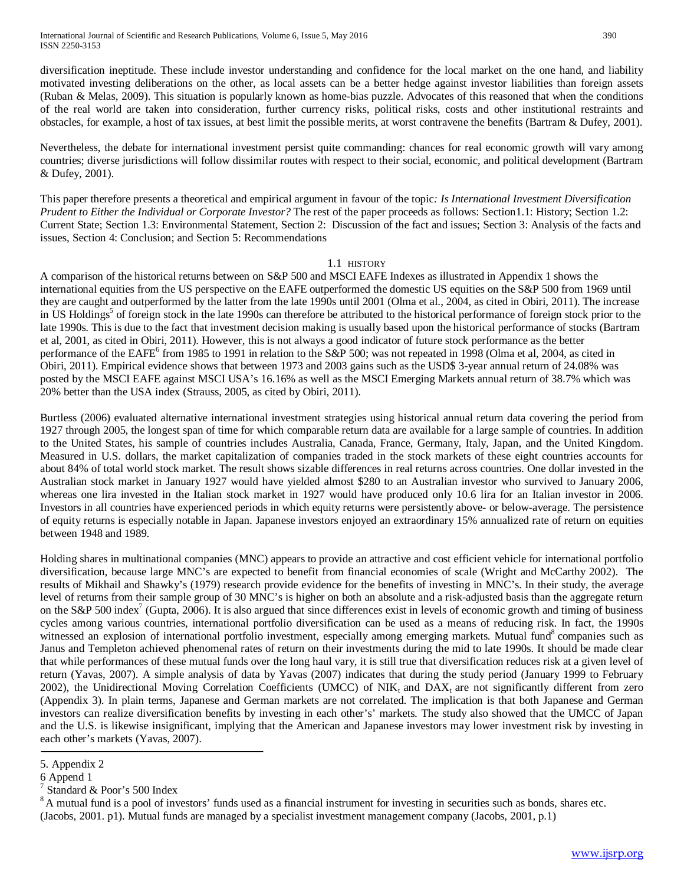diversification ineptitude. These include investor understanding and confidence for the local market on the one hand, and liability motivated investing deliberations on the other, as local assets can be a better hedge against investor liabilities than foreign assets (Ruban & Melas, 2009). This situation is popularly known as home-bias puzzle. Advocates of this reasoned that when the conditions of the real world are taken into consideration, further currency risks, political risks, costs and other institutional restraints and obstacles, for example, a host of tax issues, at best limit the possible merits, at worst contravene the benefits (Bartram & Dufey, 2001).

Nevertheless, the debate for international investment persist quite commanding: chances for real economic growth will vary among countries; diverse jurisdictions will follow dissimilar routes with respect to their social, economic, and political development (Bartram & Dufey, 2001).

This paper therefore presents a theoretical and empirical argument in favour of the topic*: Is International Investment Diversification Prudent to Either the Individual or Corporate Investor?* The rest of the paper proceeds as follows: Section1.1: History; Section 1.2: Current State; Section 1.3: Environmental Statement, Section 2: Discussion of the fact and issues; Section 3: Analysis of the facts and issues, Section 4: Conclusion; and Section 5: Recommendations

### 1.1 HISTORY

A comparison of the historical returns between on S&P 500 and MSCI EAFE Indexes as illustrated in Appendix 1 shows the international equities from the US perspective on the EAFE outperformed the domestic US equities on the S&P 500 from 1969 until they are caught and outperformed by the latter from the late 1990s until 2001 (Olma et al., 2004, as cited in Obiri, 2011). The increase in US Holdings[5] of foreign stock in the late 1990s can therefore be attributed to the historical performance of foreign stock prior to the late 1990s. This is due to the fact that investment decision making is usually based upon the historical performance of stocks (Bartram et al, 2001, as cited in Obiri, 2011). However, this is not always a good indicator of future stock performance as the better performance of the EAFE[6] from 1985 to 1991 in relation to the S&P 500; was not repeated in 1998 (Olma et al, 2004, as cited in Obiri, 2011). Empirical evidence shows that between 1973 and 2003 gains such as the USD$ 3-year annual return of 24.08% was posted by the MSCI EAFE against MSCI USA's 16.16% as well as the MSCI Emerging Markets annual return of 38.7% which was 20% better than the USA index (Strauss, 2005, as cited by Obiri, 2011).

Burtless (2006) evaluated alternative international investment strategies using historical annual return data covering the period from 1927 through 2005, the longest span of time for which comparable return data are available for a large sample of countries. In addition to the United States, his sample of countries includes Australia, Canada, France, Germany, Italy, Japan, and the United Kingdom. Measured in U.S. dollars, the market capitalization of companies traded in the stock markets of these eight countries accounts for about 84% of total world stock market. The result shows sizable differences in real returns across countries. One dollar invested in the Australian stock market in January 1927 would have yielded almost $280 to an Australian investor who survived to January 2006, whereas one lira invested in the Italian stock market in 1927 would have produced only 10.6 lira for an Italian investor in 2006. Investors in all countries have experienced periods in which equity returns were persistently above- or below-average. The persistence of equity returns is especially notable in Japan. Japanese investors enjoyed an extraordinary 15% annualized rate of return on equities between 1948 and 1989.

Holding shares in multinational companies (MNC) appears to provide an attractive and cost efficient vehicle for international portfolio diversification, because large MNC's are expected to benefit from financial economies of scale (Wright and McCarthy 2002). The results of Mikhail and Shawky's (1979) research provide evidence for the benefits of investing in MNC's. In their study, the average level of returns from their sample group of 30 MNC's is higher on both an absolute and a risk-adjusted basis than the aggregate return on the S&P 500 index[7] (Gupta, 2006). It is also argued that since differences exist in levels of economic growth and timing of business cycles among various countries, international portfolio diversification can be used as a means of reducing risk. In fact, the 1990s witnessed an explosion of international portfolio investment, especially among emerging markets. Mutual fund[8] companies such as Janus and Templeton achieved phenomenal rates of return on their investments during the mid to late 1990s. It should be made clear that while performances of these mutual funds over the long haul vary, it is still true that diversification reduces risk at a given level of return (Yavas, 2007). A simple analysis of data by Yavas (2007) indicates that during the study period (January 1999 to February 2002), the Unidirectional Moving Correlation Coefficients (UMCC) of $NIK_t$ and $DAX_t$ are not significantly different from zero (Appendix 3). In plain terms, Japanese and German markets are not correlated. The implication is that both Japanese and German investors can realize diversification benefits by investing in each other's' markets. The study also showed that the UMCC of Japan and the U.S. is likewise insignificant, implying that the American and Japanese investors may lower investment risk by investing in each other's markets (Yavas, 2007).

---

5. Appendix 2

6 Append 1

[7] Standard & Poor's 500 Index

[8] A mutual fund is a pool of investors' funds used as a financial instrument for investing in securities such as bonds, shares etc. (Jacobs, 2001. p1). Mutual funds are managed by a specialist investment management company (Jacobs, 2001, p.1)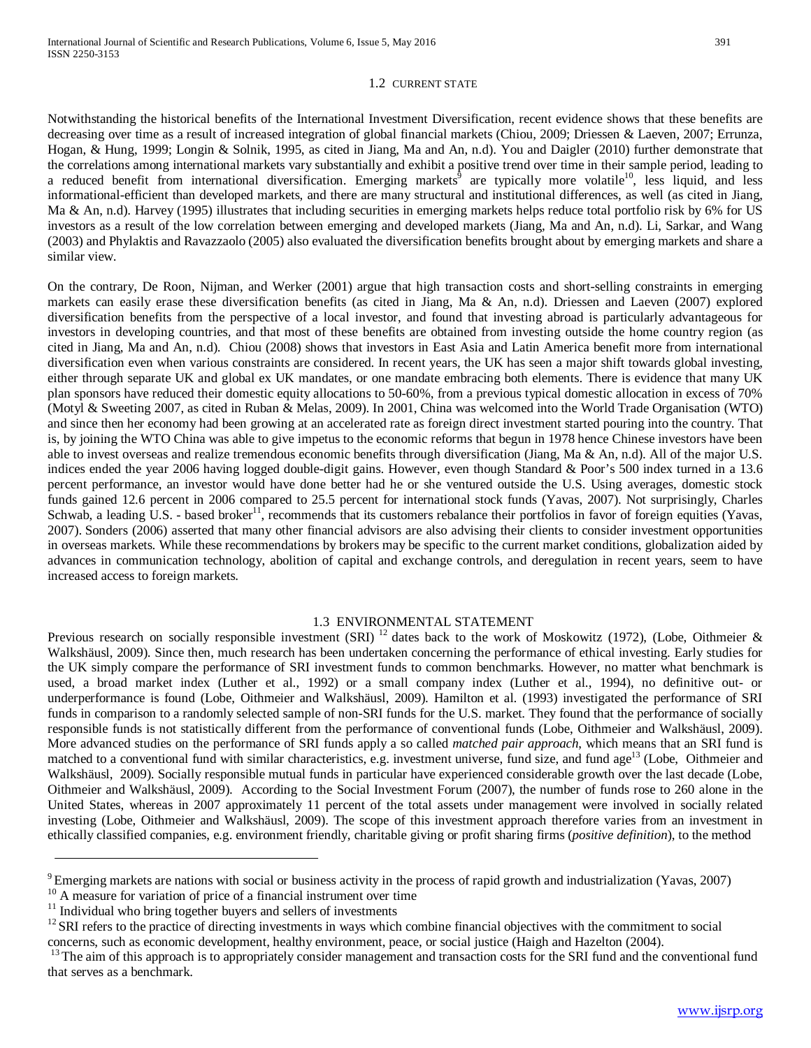## 1.2 CURRENT STATE

Notwithstanding the historical benefits of the International Investment Diversification, recent evidence shows that these benefits are decreasing over time as a result of increased integration of global financial markets (Chiou, 2009; Driessen & Laeven, 2007; Errunza, Hogan, & Hung, 1999; Longin & Solnik, 1995, as cited in Jiang, Ma and An, n.d). You and Daigler (2010) further demonstrate that the correlations among international markets vary substantially and exhibit a positive trend over time in their sample period, leading to a reduced benefit from international diversification. Emerging markets[9] are typically more volatile[10], less liquid, and less informational-efficient than developed markets, and there are many structural and institutional differences, as well (as cited in Jiang, Ma & An, n.d). Harvey (1995) illustrates that including securities in emerging markets helps reduce total portfolio risk by 6% for US investors as a result of the low correlation between emerging and developed markets (Jiang, Ma and An, n.d). Li, Sarkar, and Wang (2003) and Phylaktis and Ravazzaolo (2005) also evaluated the diversification benefits brought about by emerging markets and share a similar view.

On the contrary, De Roon, Nijman, and Werker (2001) argue that high transaction costs and short-selling constraints in emerging markets can easily erase these diversification benefits (as cited in Jiang, Ma & An, n.d). Driessen and Laeven (2007) explored diversification benefits from the perspective of a local investor, and found that investing abroad is particularly advantageous for investors in developing countries, and that most of these benefits are obtained from investing outside the home country region (as cited in Jiang, Ma and An, n.d). Chiou (2008) shows that investors in East Asia and Latin America benefit more from international diversification even when various constraints are considered. In recent years, the UK has seen a major shift towards global investing, either through separate UK and global ex UK mandates, or one mandate embracing both elements. There is evidence that many UK plan sponsors have reduced their domestic equity allocations to 50-60%, from a previous typical domestic allocation in excess of 70% (Motyl & Sweeting 2007, as cited in Ruban & Melas, 2009). In 2001, China was welcomed into the World Trade Organisation (WTO) and since then her economy had been growing at an accelerated rate as foreign direct investment started pouring into the country. That is, by joining the WTO China was able to give impetus to the economic reforms that begun in 1978 hence Chinese investors have been able to invest overseas and realize tremendous economic benefits through diversification (Jiang, Ma & An, n.d). All of the major U.S. indices ended the year 2006 having logged double-digit gains. However, even though Standard & Poor's 500 index turned in a 13.6 percent performance, an investor would have done better had he or she ventured outside the U.S. Using averages, domestic stock funds gained 12.6 percent in 2006 compared to 25.5 percent for international stock funds (Yavas, 2007). Not surprisingly, Charles Schwab, a leading U.S. - based broker[11], recommends that its customers rebalance their portfolios in favor of foreign equities (Yavas, 2007). Sonders (2006) asserted that many other financial advisors are also advising their clients to consider investment opportunities in overseas markets. While these recommendations by brokers may be specific to the current market conditions, globalization aided by advances in communication technology, abolition of capital and exchange controls, and deregulation in recent years, seem to have increased access to foreign markets.

## 1.3 ENVIRONMENTAL STATEMENT

Previous research on socially responsible investment (SRI) [12] dates back to the work of Moskowitz (1972), (Lobe, Oithmeier & Walkshäusl, 2009). Since then, much research has been undertaken concerning the performance of ethical investing. Early studies for the UK simply compare the performance of SRI investment funds to common benchmarks. However, no matter what benchmark is used, a broad market index (Luther et al., 1992) or a small company index (Luther et al., 1994), no definitive out- or underperformance is found (Lobe, Oithmeier and Walkshäusl, 2009). Hamilton et al. (1993) investigated the performance of SRI funds in comparison to a randomly selected sample of non-SRI funds for the U.S. market. They found that the performance of socially responsible funds is not statistically different from the performance of conventional funds (Lobe, Oithmeier and Walkshäusl, 2009). More advanced studies on the performance of SRI funds apply a so called *matched pair approach*, which means that an SRI fund is matched to a conventional fund with similar characteristics, e.g. investment universe, fund size, and fund age[13] (Lobe, Oithmeier and Walkshäusl, 2009). Socially responsible mutual funds in particular have experienced considerable growth over the last decade (Lobe, Oithmeier and Walkshäusl, 2009). According to the Social Investment Forum (2007), the number of funds rose to 260 alone in the United States, whereas in 2007 approximately 11 percent of the total assets under management were involved in socially related investing (Lobe, Oithmeier and Walkshäusl, 2009). The scope of this investment approach therefore varies from an investment in ethically classified companies, e.g. environment friendly, charitable giving or profit sharing firms (*positive definition*), to the method

---

[9] Emerging markets are nations with social or business activity in the process of rapid growth and industrialization (Yavas, 2007)

[10] A measure for variation of price of a financial instrument over time

[11] Individual who bring together buyers and sellers of investments

[12] SRI refers to the practice of directing investments in ways which combine financial objectives with the commitment to social concerns, such as economic development, healthy environment, peace, or social justice (Haigh and Hazelton (2004).

[13] The aim of this approach is to appropriately consider management and transaction costs for the SRI fund and the conventional fund that serves as a benchmark.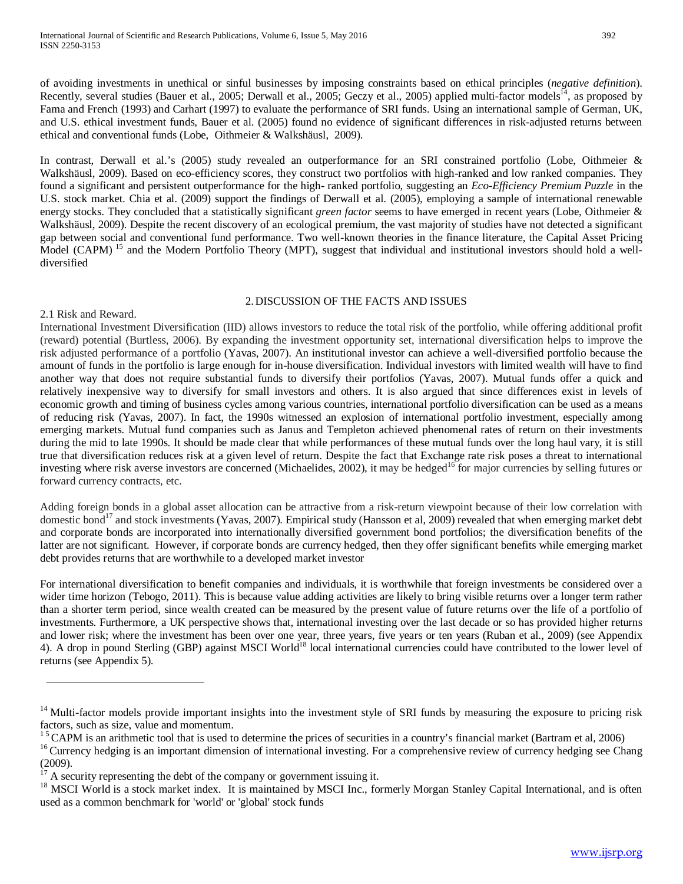of avoiding investments in unethical or sinful businesses by imposing constraints based on ethical principles (*negative definition*). Recently, several studies (Bauer et al., 2005; Derwall et al., 2005; Geczy et al., 2005) applied multi-factor models[14], as proposed by Fama and French (1993) and Carhart (1997) to evaluate the performance of SRI funds. Using an international sample of German, UK, and U.S. ethical investment funds, Bauer et al. (2005) found no evidence of significant differences in risk-adjusted returns between ethical and conventional funds (Lobe, Oithmeier & Walkshäusl, 2009).

In contrast, Derwall et al.'s (2005) study revealed an outperformance for an SRI constrained portfolio (Lobe, Oithmeier & Walkshäusl, 2009). Based on eco-efficiency scores, they construct two portfolios with high-ranked and low ranked companies. They found a significant and persistent outperformance for the high- ranked portfolio, suggesting an *Eco-Efficiency Premium Puzzle* in the U.S. stock market. Chia et al. (2009) support the findings of Derwall et al. (2005), employing a sample of international renewable energy stocks. They concluded that a statistically significant *green factor* seems to have emerged in recent years (Lobe, Oithmeier & Walkshäusl, 2009). Despite the recent discovery of an ecological premium, the vast majority of studies have not detected a significant gap between social and conventional fund performance. Two well-known theories in the finance literature, the Capital Asset Pricing Model (CAPM) [15] and the Modern Portfolio Theory (MPT), suggest that individual and institutional investors should hold a well-diversified

## 2. DISCUSSION OF THE FACTS AND ISSUES

### 2.1 Risk and Reward.

International Investment Diversification (IID) allows investors to reduce the total risk of the portfolio, while offering additional profit (reward) potential (Burtless, 2006). By expanding the investment opportunity set, international diversification helps to improve the risk adjusted performance of a portfolio (Yavas, 2007). An institutional investor can achieve a well-diversified portfolio because the amount of funds in the portfolio is large enough for in-house diversification. Individual investors with limited wealth will have to find another way that does not require substantial funds to diversify their portfolios (Yavas, 2007). Mutual funds offer a quick and relatively inexpensive way to diversify for small investors and others. It is also argued that since differences exist in levels of economic growth and timing of business cycles among various countries, international portfolio diversification can be used as a means of reducing risk (Yavas, 2007). In fact, the 1990s witnessed an explosion of international portfolio investment, especially among emerging markets. Mutual fund companies such as Janus and Templeton achieved phenomenal rates of return on their investments during the mid to late 1990s. It should be made clear that while performances of these mutual funds over the long haul vary, it is still true that diversification reduces risk at a given level of return. Despite the fact that Exchange rate risk poses a threat to international investing where risk averse investors are concerned (Michaelides, 2002), it may be hedged[16] for major currencies by selling futures or forward currency contracts, etc.

Adding foreign bonds in a global asset allocation can be attractive from a risk-return viewpoint because of their low correlation with domestic bond[17] and stock investments (Yavas, 2007). Empirical study (Hansson et al, 2009) revealed that when emerging market debt and corporate bonds are incorporated into internationally diversified government bond portfolios; the diversification benefits of the latter are not significant. However, if corporate bonds are currency hedged, then they offer significant benefits while emerging market debt provides returns that are worthwhile to a developed market investor

For international diversification to benefit companies and individuals, it is worthwhile that foreign investments be considered over a wider time horizon (Tebogo, 2011). This is because value adding activities are likely to bring visible returns over a longer term rather than a shorter term period, since wealth created can be measured by the present value of future returns over the life of a portfolio of investments. Furthermore, a UK perspective shows that, international investing over the last decade or so has provided higher returns and lower risk; where the investment has been over one year, three years, five years or ten years (Ruban et al., 2009) (see Appendix 4). A drop in pound Sterling (GBP) against MSCI World[18] local international currencies could have contributed to the lower level of returns (see Appendix 5).

---

[14] Multi-factor models provide important insights into the investment style of SRI funds by measuring the exposure to pricing risk factors, such as size, value and momentum.

[15] CAPM is an arithmetic tool that is used to determine the prices of securities in a country's financial market (Bartram et al, 2006)

[16] Currency hedging is an important dimension of international investing. For a comprehensive review of currency hedging see Chang (2009).

[17] A security representing the debt of the company or government issuing it.

[18] MSCI World is a stock market index. It is maintained by MSCI Inc., formerly Morgan Stanley Capital International, and is often used as a common benchmark for 'world' or 'global' stock funds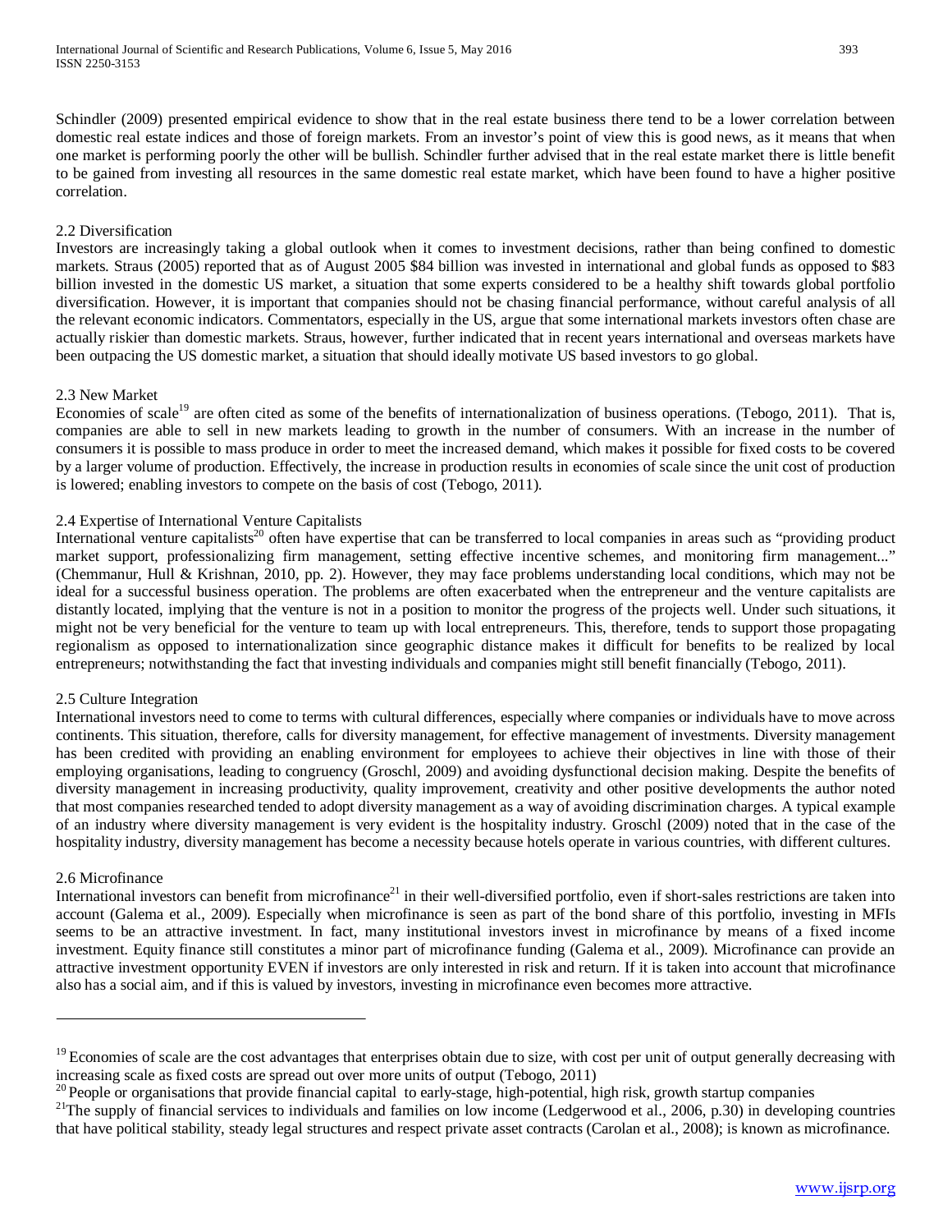Schindler (2009) presented empirical evidence to show that in the real estate business there tend to be a lower correlation between domestic real estate indices and those of foreign markets. From an investor's point of view this is good news, as it means that when one market is performing poorly the other will be bullish. Schindler further advised that in the real estate market there is little benefit to be gained from investing all resources in the same domestic real estate market, which have been found to have a higher positive correlation.

### 2.2 Diversification

Investors are increasingly taking a global outlook when it comes to investment decisions, rather than being confined to domestic markets. Straus (2005) reported that as of August 2005 $84 billion was invested in international and global funds as opposed to $83 billion invested in the domestic US market, a situation that some experts considered to be a healthy shift towards global portfolio diversification. However, it is important that companies should not be chasing financial performance, without careful analysis of all the relevant economic indicators. Commentators, especially in the US, argue that some international markets investors often chase are actually riskier than domestic markets. Straus, however, further indicated that in recent years international and overseas markets have been outpacing the US domestic market, a situation that should ideally motivate US based investors to go global.

### 2.3 New Market

Economies of scale[19] are often cited as some of the benefits of internationalization of business operations. (Tebogo, 2011). That is, companies are able to sell in new markets leading to growth in the number of consumers. With an increase in the number of consumers it is possible to mass produce in order to meet the increased demand, which makes it possible for fixed costs to be covered by a larger volume of production. Effectively, the increase in production results in economies of scale since the unit cost of production is lowered; enabling investors to compete on the basis of cost (Tebogo, 2011).

### 2.4 Expertise of International Venture Capitalists

International venture capitalists[20] often have expertise that can be transferred to local companies in areas such as "providing product market support, professionalizing firm management, setting effective incentive schemes, and monitoring firm management..." (Chemmanur, Hull & Krishnan, 2010, pp. 2). However, they may face problems understanding local conditions, which may not be ideal for a successful business operation. The problems are often exacerbated when the entrepreneur and the venture capitalists are distantly located, implying that the venture is not in a position to monitor the progress of the projects well. Under such situations, it might not be very beneficial for the venture to team up with local entrepreneurs. This, therefore, tends to support those propagating regionalism as opposed to internationalization since geographic distance makes it difficult for benefits to be realized by local entrepreneurs; notwithstanding the fact that investing individuals and companies might still benefit financially (Tebogo, 2011).

### 2.5 Culture Integration

International investors need to come to terms with cultural differences, especially where companies or individuals have to move across continents. This situation, therefore, calls for diversity management, for effective management of investments. Diversity management has been credited with providing an enabling environment for employees to achieve their objectives in line with those of their employing organisations, leading to congruency (Groschl, 2009) and avoiding dysfunctional decision making. Despite the benefits of diversity management in increasing productivity, quality improvement, creativity and other positive developments the author noted that most companies researched tended to adopt diversity management as a way of avoiding discrimination charges. A typical example of an industry where diversity management is very evident is the hospitality industry. Groschl (2009) noted that in the case of the hospitality industry, diversity management has become a necessity because hotels operate in various countries, with different cultures.

### 2.6 Microfinance

International investors can benefit from microfinance[21] in their well-diversified portfolio, even if short-sales restrictions are taken into account (Galema et al., 2009). Especially when microfinance is seen as part of the bond share of this portfolio, investing in MFIs seems to be an attractive investment. In fact, many institutional investors invest in microfinance by means of a fixed income investment. Equity finance still constitutes a minor part of microfinance funding (Galema et al., 2009). Microfinance can provide an attractive investment opportunity EVEN if investors are only interested in risk and return. If it is taken into account that microfinance also has a social aim, and if this is valued by investors, investing in microfinance even becomes more attractive.

---

[19] Economies of scale are the cost advantages that enterprises obtain due to size, with cost per unit of output generally decreasing with increasing scale as fixed costs are spread out over more units of output (Tebogo, 2011)

[20] People or organisations that provide financial capital to early-stage, high-potential, high risk, growth startup companies

[21] The supply of financial services to individuals and families on low income (Ledgerwood et al., 2006, p.30) in developing countries that have political stability, steady legal structures and respect private asset contracts (Carolan et al., 2008); is known as microfinance.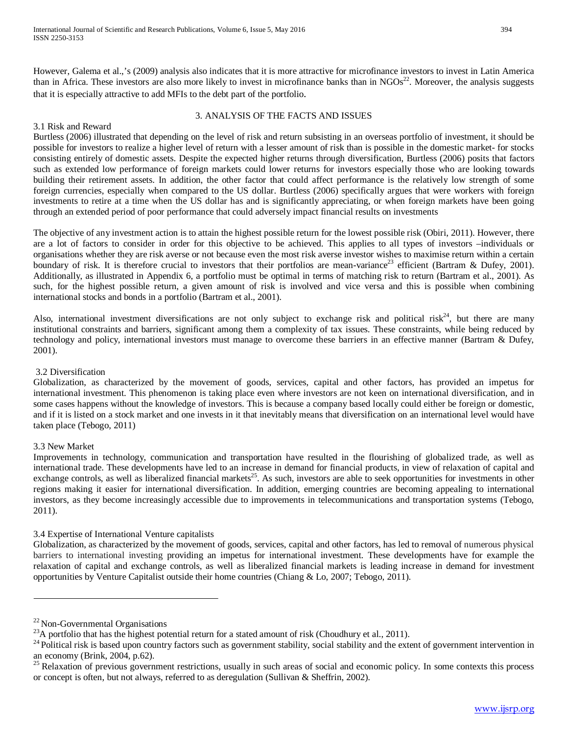However, Galema et al.,'s (2009) analysis also indicates that it is more attractive for microfinance investors to invest in Latin America than in Africa. These investors are also more likely to invest in microfinance banks than in NGOs[22]. Moreover, the analysis suggests that it is especially attractive to add MFIs to the debt part of the portfolio.

## 3. ANALYSIS OF THE FACTS AND ISSUES

### 3.1 Risk and Reward

Burtless (2006) illustrated that depending on the level of risk and return subsisting in an overseas portfolio of investment, it should be possible for investors to realize a higher level of return with a lesser amount of risk than is possible in the domestic market- for stocks consisting entirely of domestic assets. Despite the expected higher returns through diversification, Burtless (2006) posits that factors such as extended low performance of foreign markets could lower returns for investors especially those who are looking towards building their retirement assets. In addition, the other factor that could affect performance is the relatively low strength of some foreign currencies, especially when compared to the US dollar. Burtless (2006) specifically argues that were workers with foreign investments to retire at a time when the US dollar has and is significantly appreciating, or when foreign markets have been going through an extended period of poor performance that could adversely impact financial results on investments

The objective of any investment action is to attain the highest possible return for the lowest possible risk (Obiri, 2011). However, there are a lot of factors to consider in order for this objective to be achieved. This applies to all types of investors –individuals or organisations whether they are risk averse or not because even the most risk averse investor wishes to maximise return within a certain boundary of risk. It is therefore crucial to investors that their portfolios are mean-variance[23] efficient (Bartram & Dufey, 2001). Additionally, as illustrated in Appendix 6, a portfolio must be optimal in terms of matching risk to return (Bartram et al., 2001). As such, for the highest possible return, a given amount of risk is involved and vice versa and this is possible when combining international stocks and bonds in a portfolio (Bartram et al., 2001).

Also, international investment diversifications are not only subject to exchange risk and political risk[24], but there are many institutional constraints and barriers, significant among them a complexity of tax issues. These constraints, while being reduced by technology and policy, international investors must manage to overcome these barriers in an effective manner (Bartram & Dufey, 2001).

### 3.2 Diversification

Globalization, as characterized by the movement of goods, services, capital and other factors, has provided an impetus for international investment. This phenomenon is taking place even where investors are not keen on international diversification, and in some cases happens without the knowledge of investors. This is because a company based locally could either be foreign or domestic, and if it is listed on a stock market and one invests in it that inevitably means that diversification on an international level would have taken place (Tebogo, 2011)

### 3.3 New Market

Improvements in technology, communication and transportation have resulted in the flourishing of globalized trade, as well as international trade. These developments have led to an increase in demand for financial products, in view of relaxation of capital and exchange controls, as well as liberalized financial markets[25]. As such, investors are able to seek opportunities for investments in other regions making it easier for international diversification. In addition, emerging countries are becoming appealing to international investors, as they become increasingly accessible due to improvements in telecommunications and transportation systems (Tebogo, 2011).

### 3.4 Expertise of International Venture capitalists

Globalization, as characterized by the movement of goods, services, capital and other factors, has led to removal of numerous physical barriers to international investing providing an impetus for international investment. These developments have for example the relaxation of capital and exchange controls, as well as liberalized financial markets is leading increase in demand for investment opportunities by Venture Capitalist outside their home countries (Chiang & Lo, 2007; Tebogo, 2011).

---

[22] Non-Governmental Organisations

[23] A portfolio that has the highest potential return for a stated amount of risk (Choudhury et al., 2011).

[24] Political risk is based upon country factors such as government stability, social stability and the extent of government intervention in an economy (Brink, 2004, p.62).

[25] Relaxation of previous government restrictions, usually in such areas of social and economic policy. In some contexts this process or concept is often, but not always, referred to as deregulation (Sullivan & Sheffrin, 2002).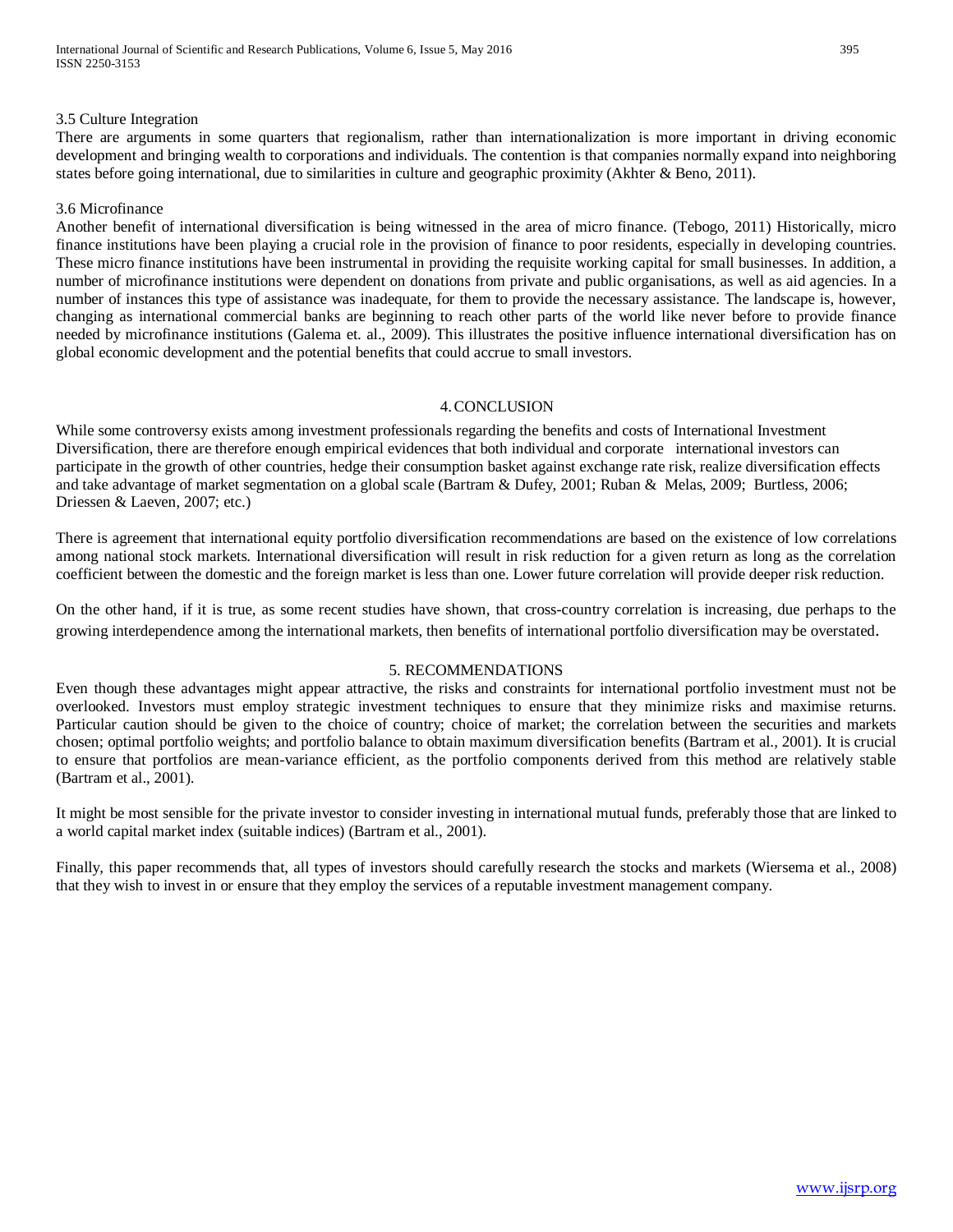### 3.5 Culture Integration

There are arguments in some quarters that regionalism, rather than internationalization is more important in driving economic development and bringing wealth to corporations and individuals. The contention is that companies normally expand into neighboring states before going international, due to similarities in culture and geographic proximity (Akhter & Beno, 2011).

### 3.6 Microfinance

Another benefit of international diversification is being witnessed in the area of micro finance. (Tebogo, 2011) Historically, micro finance institutions have been playing a crucial role in the provision of finance to poor residents, especially in developing countries. These micro finance institutions have been instrumental in providing the requisite working capital for small businesses. In addition, a number of microfinance institutions were dependent on donations from private and public organisations, as well as aid agencies. In a number of instances this type of assistance was inadequate, for them to provide the necessary assistance. The landscape is, however, changing as international commercial banks are beginning to reach other parts of the world like never before to provide finance needed by microfinance institutions (Galema et. al., 2009). This illustrates the positive influence international diversification has on global economic development and the potential benefits that could accrue to small investors.

## 4. CONCLUSION

While some controversy exists among investment professionals regarding the benefits and costs of International Investment Diversification, there are therefore enough empirical evidences that both individual and corporate international investors can participate in the growth of other countries, hedge their consumption basket against exchange rate risk, realize diversification effects and take advantage of market segmentation on a global scale (Bartram & Dufey, 2001; Ruban & Melas, 2009; Burtless, 2006; Driessen & Laeven, 2007; etc.)

There is agreement that international equity portfolio diversification recommendations are based on the existence of low correlations among national stock markets. International diversification will result in risk reduction for a given return as long as the correlation coefficient between the domestic and the foreign market is less than one. Lower future correlation will provide deeper risk reduction.

On the other hand, if it is true, as some recent studies have shown, that cross-country correlation is increasing, due perhaps to the growing interdependence among the international markets, then benefits of international portfolio diversification may be overstated.

## 5. RECOMMENDATIONS

Even though these advantages might appear attractive, the risks and constraints for international portfolio investment must not be overlooked. Investors must employ strategic investment techniques to ensure that they minimize risks and maximise returns. Particular caution should be given to the choice of country; choice of market; the correlation between the securities and markets chosen; optimal portfolio weights; and portfolio balance to obtain maximum diversification benefits (Bartram et al., 2001). It is crucial to ensure that portfolios are mean-variance efficient, as the portfolio components derived from this method are relatively stable (Bartram et al., 2001).

It might be most sensible for the private investor to consider investing in international mutual funds, preferably those that are linked to a world capital market index (suitable indices) (Bartram et al., 2001).

Finally, this paper recommends that, all types of investors should carefully research the stocks and markets (Wiersema et al., 2008) that they wish to invest in or ensure that they employ the services of a reputable investment management company.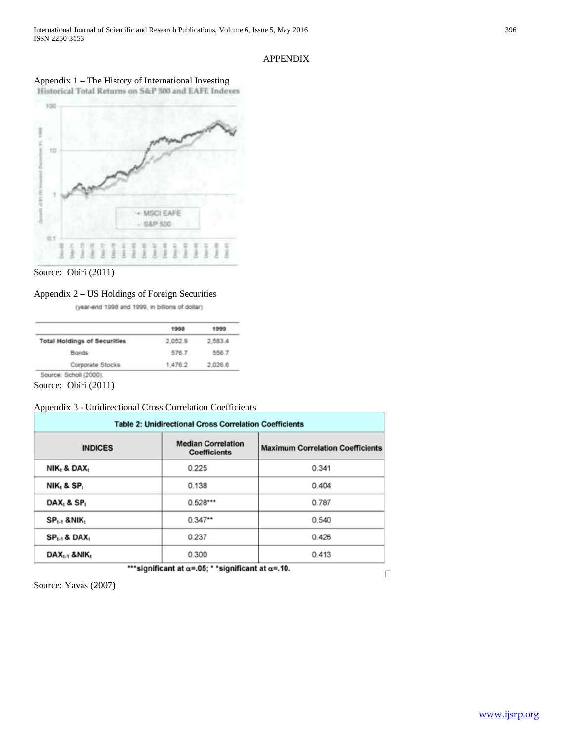# APPENDIX

Appendix 1 – The History of International Investing

Historical Total Returns on S&P 500 and EAFE Indexes

Source: Obiri (2011)

Appendix 2 – US Holdings of Foreign Securities

(year-end 1998 and 1999, in billions of dollar)

| | 1998 | 1999 |
|---|---|---|
| **Total Holdings of Securities** | 2,052.9 | 2,583.4 |
| Bonds | 576.7 | 556.7 |
| Corporate Stocks | 1,476.2 | 2,026.6 |

Source: Scholl (2000).

Source: Obiri (2011)

Appendix 3 - Unidirectional Cross Correlation Coefficients

**Table 2: Unidirectional Cross Correlation Coefficients**

| INDICES | Median Correlation Coefficients | Maximum Correlation Coefficients |
|---|---|---|
| $NIK_t$ & $DAX_t$ | 0.225 | 0.341 |
| $NIK_t$ & $SP_t$ | 0.138 | 0.404 |
| $DAX_t$ & $SP_t$ | 0.528*** | 0.787 |
| $SP_{t-1}$ & $NIK_t$ | 0.347** | 0.540 |
| $SP_{t-1}$ & $DAX_t$ | 0.237 | 0.426 |
| $DAX_{t-1}$ & $NIK_t$ | 0.300 | 0.413 |

***significant at $\alpha$=.05; **significant at $\alpha$=.10.

Source: Yavas (2007)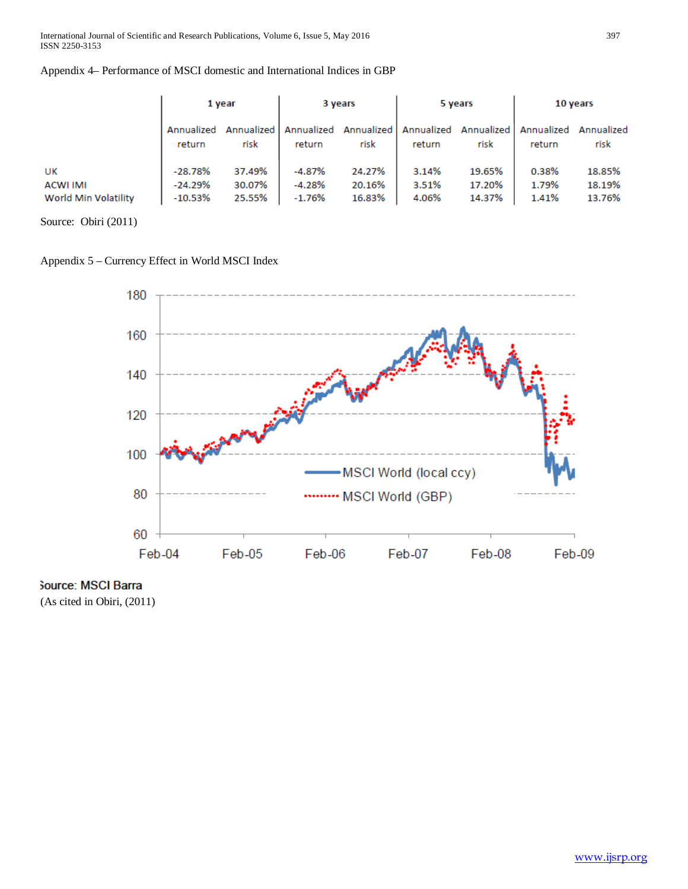Appendix 4– Performance of MSCI domestic and International Indices in GBP

| | 1 year | | 3 years | | 5 years | | 10 years | |
|---|---|---|---|---|---|---|---|---|
| | Annualized return | Annualized risk | Annualized return | Annualized risk | Annualized return | Annualized risk | Annualized return | Annualized risk |
| UK | -28.78% | 37.49% | -4.87% | 24.27% | 3.14% | 19.65% | 0.38% | 18.85% |
| ACWI IMI | -24.29% | 30.07% | -4.28% | 20.16% | 3.51% | 17.20% | 1.79% | 18.19% |
| World Min Volatility | -10.53% | 25.55% | -1.76% | 16.83% | 4.06% | 14.37% | 1.41% | 13.76% |

Source: Obiri (2011)

Appendix 5 – Currency Effect in World MSCI Index

Source: MSCI Barra
(As cited in Obiri, (2011)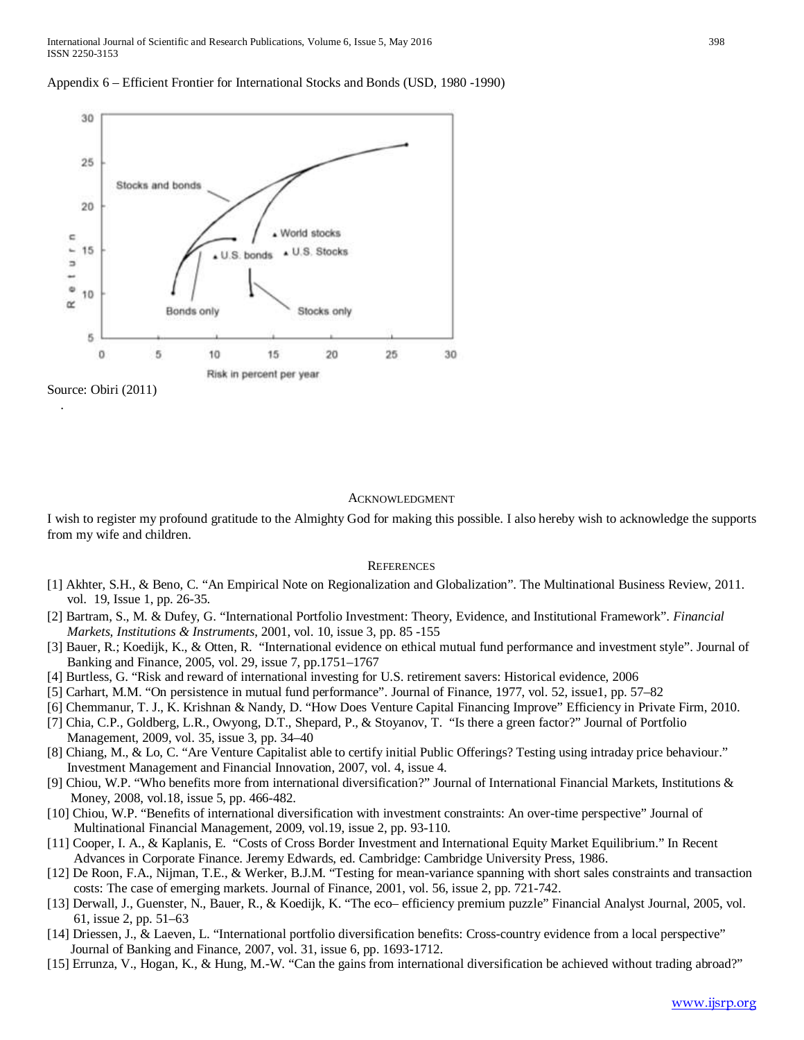Appendix 6 – Efficient Frontier for International Stocks and Bonds (USD, 1980 -1990)

Source: Obiri (2011)

## Acknowledgment

I wish to register my profound gratitude to the Almighty God for making this possible. I also hereby wish to acknowledge the supports from my wife and children.

## References

[1] Akhter, S.H., & Beno, C. "An Empirical Note on Regionalization and Globalization". The Multinational Business Review, 2011. vol. 19, Issue 1, pp. 26-35.

[2] Bartram, S., M. & Dufey, G. "International Portfolio Investment: Theory, Evidence, and Institutional Framework". *Financial Markets, Institutions & Instruments*, 2001, vol. 10, issue 3, pp. 85 -155

[3] Bauer, R.; Koedijk, K., & Otten, R. "International evidence on ethical mutual fund performance and investment style". Journal of Banking and Finance, 2005, vol. 29, issue 7, pp.1751–1767

[4] Burtless, G. "Risk and reward of international investing for U.S. retirement savers: Historical evidence, 2006

[5] Carhart, M.M. "On persistence in mutual fund performance". Journal of Finance, 1977, vol. 52, issue1, pp. 57–82

[6] Chemmanur, T. J., K. Krishnan & Nandy, D. "How Does Venture Capital Financing Improve" Efficiency in Private Firm, 2010.

[7] Chia, C.P., Goldberg, L.R., Owyong, D.T., Shepard, P., & Stoyanov, T. "Is there a green factor?" Journal of Portfolio Management, 2009, vol. 35, issue 3, pp. 34–40

[8] Chiang, M., & Lo, C. "Are Venture Capitalist able to certify initial Public Offerings? Testing using intraday price behaviour." Investment Management and Financial Innovation, 2007, vol. 4, issue 4.

[9] Chiou, W.P. "Who benefits more from international diversification?" Journal of International Financial Markets, Institutions & Money, 2008, vol.18, issue 5, pp. 466-482.

[10] Chiou, W.P. "Benefits of international diversification with investment constraints: An over-time perspective" Journal of Multinational Financial Management, 2009, vol.19, issue 2, pp. 93-110.

[11] Cooper, I. A., & Kaplanis, E. "Costs of Cross Border Investment and International Equity Market Equilibrium." In Recent Advances in Corporate Finance. Jeremy Edwards, ed. Cambridge: Cambridge University Press, 1986.

[12] De Roon, F.A., Nijman, T.E., & Werker, B.J.M. "Testing for mean-variance spanning with short sales constraints and transaction costs: The case of emerging markets. Journal of Finance, 2001, vol. 56, issue 2, pp. 721-742.

[13] Derwall, J., Guenster, N., Bauer, R., & Koedijk, K. "The eco– efficiency premium puzzle" Financial Analyst Journal, 2005, vol. 61, issue 2, pp. 51–63

[14] Driessen, J., & Laeven, L. "International portfolio diversification benefits: Cross-country evidence from a local perspective" Journal of Banking and Finance, 2007, vol. 31, issue 6, pp. 1693-1712.

[15] Errunza, V., Hogan, K., & Hung, M.-W. "Can the gains from international diversification be achieved without trading abroad?"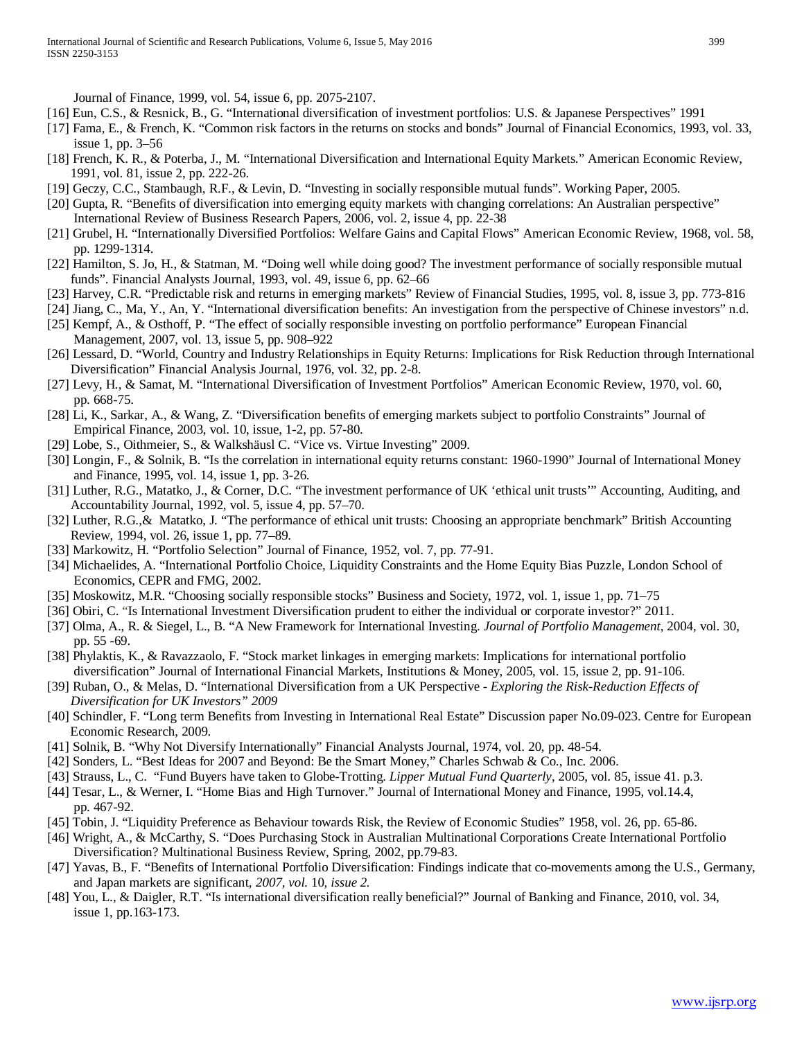Journal of Finance, 1999, vol. 54, issue 6, pp. 2075-2107.

[16] Eun, C.S., & Resnick, B., G. "International diversification of investment portfolios: U.S. & Japanese Perspectives" 1991

[17] Fama, E., & French, K. "Common risk factors in the returns on stocks and bonds" Journal of Financial Economics, 1993, vol. 33, issue 1, pp. 3–56

[18] French, K. R., & Poterba, J., M. "International Diversification and International Equity Markets." American Economic Review, 1991, vol. 81, issue 2, pp. 222-26.

[19] Geczy, C.C., Stambaugh, R.F., & Levin, D. "Investing in socially responsible mutual funds". Working Paper, 2005.

[20] Gupta, R. "Benefits of diversification into emerging equity markets with changing correlations: An Australian perspective" International Review of Business Research Papers, 2006, vol. 2, issue 4, pp. 22-38

[21] Grubel, H. "Internationally Diversified Portfolios: Welfare Gains and Capital Flows" American Economic Review, 1968, vol. 58, pp. 1299-1314.

[22] Hamilton, S. Jo, H., & Statman, M. "Doing well while doing good? The investment performance of socially responsible mutual funds". Financial Analysts Journal, 1993, vol. 49, issue 6, pp. 62–66

[23] Harvey, C.R. "Predictable risk and returns in emerging markets" Review of Financial Studies, 1995, vol. 8, issue 3, pp. 773-816

[24] Jiang, C., Ma, Y., An, Y. "International diversification benefits: An investigation from the perspective of Chinese investors" n.d.

[25] Kempf, A., & Osthoff, P. "The effect of socially responsible investing on portfolio performance" European Financial Management, 2007, vol. 13, issue 5, pp. 908–922

[26] Lessard, D. "World, Country and Industry Relationships in Equity Returns: Implications for Risk Reduction through International Diversification" Financial Analysis Journal, 1976, vol. 32, pp. 2-8.

[27] Levy, H., & Samat, M. "International Diversification of Investment Portfolios" American Economic Review, 1970, vol. 60, pp. 668-75.

[28] Li, K., Sarkar, A., & Wang, Z. "Diversification benefits of emerging markets subject to portfolio Constraints" Journal of Empirical Finance, 2003, vol. 10, issue, 1-2, pp. 57-80.

[29] Lobe, S., Oithmeier, S., & Walkshäusl C. "Vice vs. Virtue Investing" 2009.

[30] Longin, F., & Solnik, B. "Is the correlation in international equity returns constant: 1960-1990" Journal of International Money and Finance, 1995, vol. 14, issue 1, pp. 3-26.

[31] Luther, R.G., Matatko, J., & Corner, D.C. "The investment performance of UK 'ethical unit trusts'" Accounting, Auditing, and Accountability Journal, 1992, vol. 5, issue 4, pp. 57–70.

[32] Luther, R.G.,& Matatko, J. "The performance of ethical unit trusts: Choosing an appropriate benchmark" British Accounting Review, 1994, vol. 26, issue 1, pp. 77–89.

[33] Markowitz, H. "Portfolio Selection" Journal of Finance, 1952, vol. 7, pp. 77-91.

[34] Michaelides, A. "International Portfolio Choice, Liquidity Constraints and the Home Equity Bias Puzzle, London School of Economics, CEPR and FMG, 2002.

[35] Moskowitz, M.R. "Choosing socially responsible stocks" Business and Society, 1972, vol. 1, issue 1, pp. 71–75

[36] Obiri, C. "Is International Investment Diversification prudent to either the individual or corporate investor?" 2011.

[37] Olma, A., R. & Siegel, L., B. "A New Framework for International Investing. *Journal of Portfolio Management*, 2004, vol. 30, pp. 55 -69.

[38] Phylaktis, K., & Ravazzaolo, F. "Stock market linkages in emerging markets: Implications for international portfolio diversification" Journal of International Financial Markets, Institutions & Money, 2005, vol. 15, issue 2, pp. 91-106.

[39] Ruban, O., & Melas, D. "International Diversification from a UK Perspective - *Exploring the Risk-Reduction Effects of Diversification for UK Investors" 2009*

[40] Schindler, F. "Long term Benefits from Investing in International Real Estate" Discussion paper No.09-023. Centre for European Economic Research, 2009.

[41] Solnik, B. "Why Not Diversify Internationally" Financial Analysts Journal, 1974, vol. 20, pp. 48-54.

[42] Sonders, L. "Best Ideas for 2007 and Beyond: Be the Smart Money," Charles Schwab & Co., Inc. 2006.

[43] Strauss, L., C. "Fund Buyers have taken to Globe-Trotting. *Lipper Mutual Fund Quarterly*, 2005, vol. 85, issue 41. p.3.

[44] Tesar, L., & Werner, I. "Home Bias and High Turnover." Journal of International Money and Finance, 1995, vol.14.4, pp. 467-92.

[45] Tobin, J. "Liquidity Preference as Behaviour towards Risk, the Review of Economic Studies" 1958, vol. 26, pp. 65-86.

[46] Wright, A., & McCarthy, S. "Does Purchasing Stock in Australian Multinational Corporations Create International Portfolio Diversification? Multinational Business Review, Spring, 2002, pp.79-83.

[47] Yavas, B., F. "Benefits of International Portfolio Diversification: Findings indicate that co-movements among the U.S., Germany, and Japan markets are significant, *2007, vol.* 10*, issue 2.*

[48] You, L., & Daigler, R.T. "Is international diversification really beneficial?" Journal of Banking and Finance, 2010, vol. 34, issue 1, pp.163-173.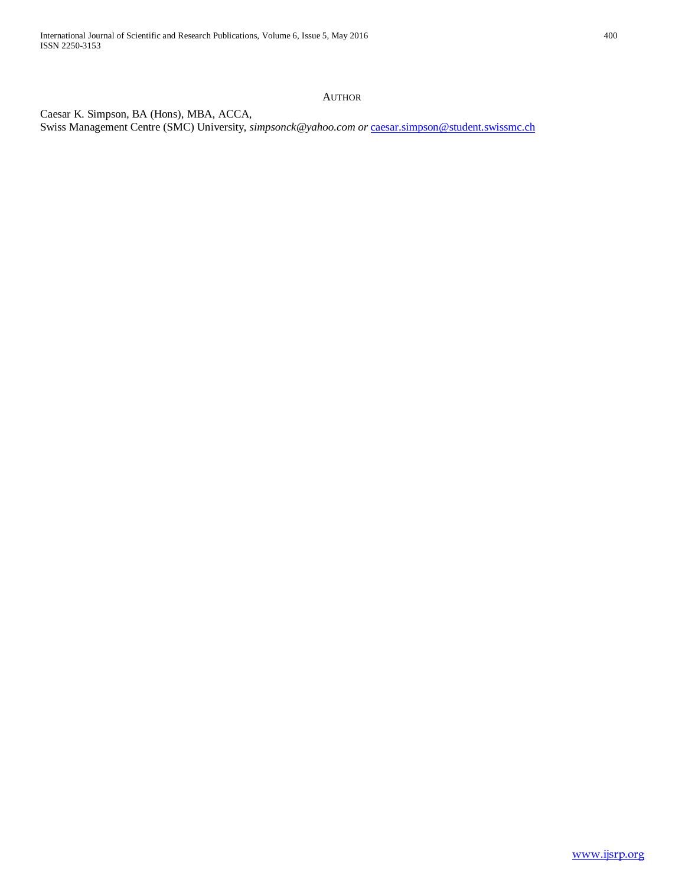## AUTHOR

Caesar K. Simpson, BA (Hons), MBA, ACCA,
Swiss Management Centre (SMC) University, *simpsonck@yahoo.com or* caesar.simpson@student.swissmc.ch